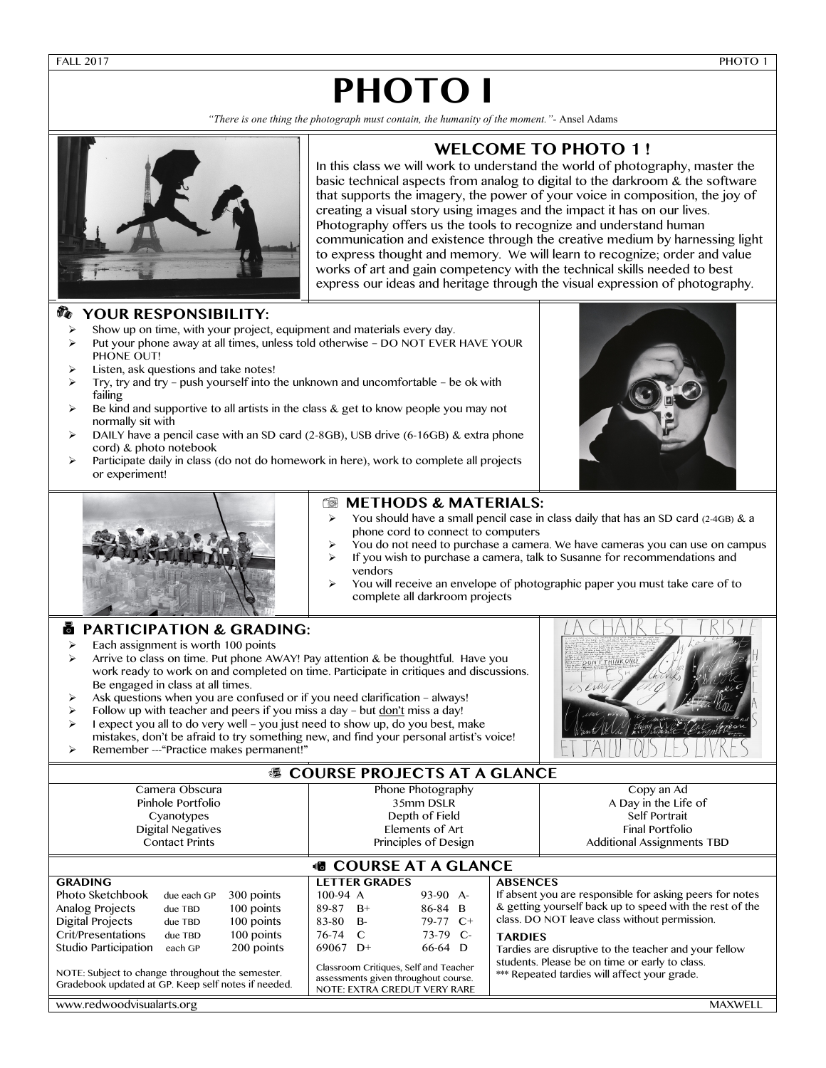# PHOTO I

*"There is one thing the photograph must contain, the humanity of the moment."*- Ansel Adams

## WELCOME TO PHOTO 1 !

In this class we will work to understand the world of photography, master the basic technical aspects from analog to digital to the darkroom & the software that supports the imagery, the power of your voice in composition, the joy of creating a visual story using images and the impact it has on our lives. Photography offers us the tools to recognize and understand human communication and existence through the creative medium by harnessing light to express thought and memory. We will learn to recognize; order and value works of art and gain competency with the technical skills needed to best express our ideas and heritage through the visual expression of photography.

## YOUR RESPONSIBILITY:

- Show up on time, with your project, equipment and materials every day.
- Put your phone away at all times, unless told otherwise – DO NOT EVER HAVE YOUR PHONE OUT!
- Listen, ask questions and take notes!
- Try, try and try – push yourself into the unknown and uncomfortable – be ok with failing
- Be kind and supportive to all artists in the class & get to know people you may not normally sit with
- DAILY have a pencil case with an SD card (2-8GB), USB drive (6-16GB) & extra phone cord) & photo notebook
- Participate daily in class (do not do homework in here), work to complete all projects or experiment!

## METHODS & MATERIALS:

- You should have a small pencil case in class daily that has an SD card (2-4GB) & a phone cord to connect to computers
- You do not need to purchase a camera. We have cameras you can use on campus
- If you wish to purchase a camera, talk to Susanne for recommendations and vendors
- You will receive an envelope of photographic paper you must take care of to complete all darkroom projects

## PARTICIPATION & GRADING:

- Each assignment is worth 100 points
- Arrive to class on time. Put phone AWAY! Pay attention & be thoughtful. Have you work ready to work on and completed on time. Participate in critiques and discussions. Be engaged in class at all times.
- Ask questions when you are confused or if you need clarification – always!
- Follow up with teacher and peers if you miss a day – but don't miss a day!
- I expect you all to do very well – you just need to show up, do you best, make mistakes, don't be afraid to try something new, and find your personal artist's voice!
- Remember ---"Practice makes permanent!"

## COURSE PROJECTS AT A GLANCE

| | | |
|---|---|---|
| Camera Obscura | Phone Photography | Copy an Ad |
| Pinhole Portfolio | 35mm DSLR | A Day in the Life of |
| Cyanotypes | Depth of Field | Self Portrait |
| Digital Negatives | Elements of Art | Final Portfolio |
| Contact Prints | Principles of Design | Additional Assignments TBD |

## COURSE AT A GLANCE

### GRADING

| | | |
|---|---|---|
| Photo Sketchbook | due each GP | 300 points |
| Analog Projects | due TBD | 100 points |
| Digital Projects | due TBD | 100 points |
| Crit/Presentations | due TBD | 100 points |
| Studio Participation | each GP | 200 points |

NOTE: Subject to change throughout the semester. Gradebook updated at GP. Keep self notes if needed.

### LETTER GRADES

| | | | |
|---|---|---|---|
| 100-94 | A | 93-90 | A- |
| 89-87 | B+ | 86-84 | B |
| 83-80 | B- | 79-77 | C+ |
| 76-74 | C | 73-79 | C- |
| 69067 | D+ | 66-64 | D |

Classroom Critiques, Self and Teacher assessments given throughout course.
NOTE: EXTRA CREDUT VERY RARE

### ABSENCES

If absent you are responsible for asking peers for notes & getting yourself back up to speed with the rest of the class. DO NOT leave class without permission.

### TARDIES

Tardies are disruptive to the teacher and your fellow students. Please be on time or early to class.
*** Repeated tardies will affect your grade.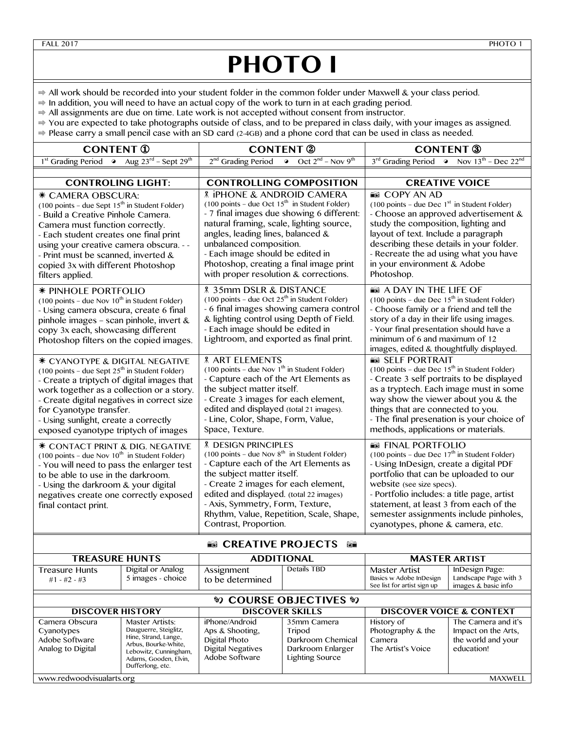# PHOTO I

- ➡ All work should be recorded into your student folder in the common folder under Maxwell & your class period.
- ➡ In addition, you will need to have an actual copy of the work to turn in at each grading period.
- ➡ All assignments are due on time. Late work is not accepted without consent from instructor.
- ➡ You are expected to take photographs outside of class, and to be prepared in class daily, with your images as assigned.
- ➡ Please carry a small pencil case with an SD card (2-4GB) and a phone cord that can be used in class as needed.

| CONTENT ① | CONTENT ② | CONTENT ③ |
|---|---|---|
| 1st Grading Period ◕ Aug 23rd – Sept 29th | 2nd Grading Period ◕ Oct 2nd – Nov 9th | 3rd Grading Period ◕ Nov 13th – Dec 22nd |
| **CONTROLING LIGHT:** | **CONTROLLING COMPOSITION** | **CREATIVE VOICE** |
| ☀ CAMERA OBSCURA: (100 points – due Sept 15th in Student Folder) - Build a Creative Pinhole Camera. Camera must function correctly. - Each student creates one final print using your creative camera obscura. - - - Print must be scanned, inverted & copied 3x with different Photoshop filters applied. | 🯅 iPHONE & ANDROID CAMERA (100 points – due Oct 15th in Student Folder) - 7 final images due showing 6 different: natural framing, scale, lighting source, angles, leading lines, balanced & unbalanced composition. - Each image should be edited in Photoshop, creating a final image print with proper resolution & corrections. | 📷 COPY AN AD (100 points – due Dec 1st in Student Folder) - Choose an approved advertisement & study the composition, lighting and layout of text. Include a paragraph describing these details in your folder. - Recreate the ad using what you have in your environment & Adobe Photoshop. |
| ☀ PINHOLE PORTFOLIO (100 points – due Nov 10th in Student Folder) - Using camera obscura, create 6 final pinhole images – scan pinhole, invert & copy 3x each, showcasing different Photoshop filters on the copied images. | 🯅 35mm DSLR & DISTANCE (100 points – due Oct 25th in Student Folder) - 6 final images showing camera control & lighting control using Depth of Field. - Each image should be edited in Lightroom, and exported as final print. | 📷 A DAY IN THE LIFE OF (100 points – due Dec 15th in Student Folder) - Choose family or a friend and tell the story of a day in their life using images. - Your final presentation should have a minimum of 6 and maximum of 12 images, edited & thoughtfully displayed. |
| ☀ CYANOTYPE & DIGITAL NEGATIVE (100 points – due Sept 25th in Student Folder) - Create a triptych of digital images that work together as a collection or a story. - Create digital negatives in correct size for Cyanotype transfer. - Using sunlight, create a correctly exposed cyanotype triptych of images | 🯅 ART ELEMENTS (100 points – due Nov 1th in Student Folder) - Capture each of the Art Elements as the subject matter itself. - Create 3 images for each element, edited and displayed (total 21 images). - Line, Color, Shape, Form, Value, Space, Texture. | 📷 SELF PORTRAIT (100 points – due Dec 15th in Student Folder) - Create 3 self portraits to be displayed as a tryptech. Each image must in some way show the viewer about you & the things that are connected to you. - The final presenation is your choice of methods, applications or materials. |
| ☀ CONTACT PRINT & DIG. NEGATIVE (100 points – due Nov 10th in Student Folder) - You will need to pass the enlarger test to be able to use in the darkroom. - Using the darkroom & your digital negatives create one correctly exposed final contact print. | 🯅 DESIGN PRINCIPLES (100 points – due Nov 8th in Student Folder) - Capture each of the Art Elements as the subject matter itself. - Create 2 images for each element, edited and displayed. (total 22 images) - Axis, Symmetry, Form, Texture, Rhythm, Value, Repetition, Scale, Shape, Contrast, Proportion. | 📷 FINAL PORTFOLIO (100 points – due Dec 17th in Student Folder) - Using InDesign, create a digital PDF portfolio that can be uploaded to our website (see size specs). - Portfolio includes: a title page, artist statement, at least 3 from each of the semester assignments include pinholes, cyanotypes, phone & camera, etc. |

## 📷 CREATIVE PROJECTS 📷

| TREASURE HUNTS | | ADDITIONAL | | MASTER ARTIST | |
|---|---|---|---|---|---|
| Treasure Hunts #1 - #2 - #3 | Digital or Analog 5 images - choice | Assignment to be determined | Details TBD | Master Artist Basics w Adobe InDesign See list for artist sign up | InDesign Page: Landscape Page with 3 images & basic info |

## COURSE OBJECTIVES

| DISCOVER HISTORY | | DISCOVER SKILLS | | DISCOVER VOICE & CONTEXT | |
|---|---|---|---|---|---|
| Camera Obscura Cyanotypes Adobe Software Analog to Digital | Master Artists: Dauguerre, Steiglitz, Hine, Strand, Lange, Arbus, Bourke-White, Lebowitz, Cunningham, Adams, Gooden, Elvin, Dufferlong, etc. | iPhone/Android Aps & Shooting, Digital Photo Digital Negatives Adobe Software | 35mm Camera Tripod Darkroom Chemical Darkroom Enlarger Lighting Source | History of Photography & the Camera The Artist's Voice | The Camera and it's Impact on the Arts, the world and your education! |

www.redwoodvisualarts.org